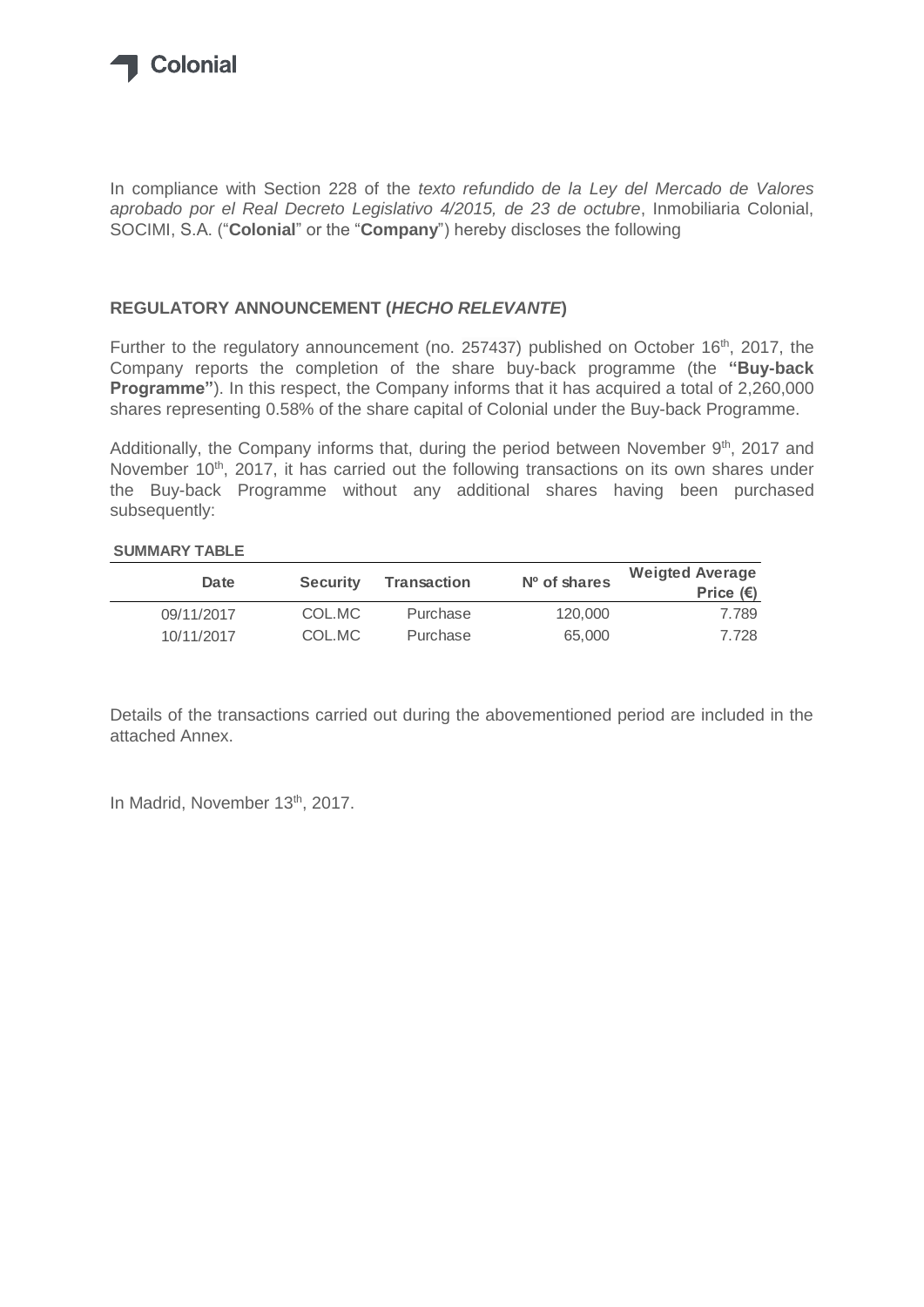Colonial

In compliance with Section 228 of the *texto refundido de la Ley del Mercado de Valores aprobado por el Real Decreto Legislativo 4/2015, de 23 de octubre*, Inmobiliaria Colonial, SOCIMI, S.A. ("**Colonial**" or the "**Company**") hereby discloses the following

**REGULATORY ANNOUNCEMENT (*HECHO RELEVANTE*)**

Further to the regulatory announcement (no. 257437) published on October 16th, 2017, the Company reports the completion of the share buy-back programme (the **"Buy-back Programme"**). In this respect, the Company informs that it has acquired a total of 2,260,000 shares representing 0.58% of the share capital of Colonial under the Buy-back Programme.

Additionally, the Company informs that, during the period between November 9th, 2017 and November 10th, 2017, it has carried out the following transactions on its own shares under the Buy-back Programme without any additional shares having been purchased subsequently:

**SUMMARY TABLE**

| Date | Security | Transaction | Nº of shares | Weigted Average Price (€) |
|---|---|---|---|---|
| 09/11/2017 | COL.MC | Purchase | 120,000 | 7.789 |
| 10/11/2017 | COL.MC | Purchase | 65,000 | 7.728 |

Details of the transactions carried out during the abovementioned period are included in the attached Annex.

In Madrid, November 13th, 2017.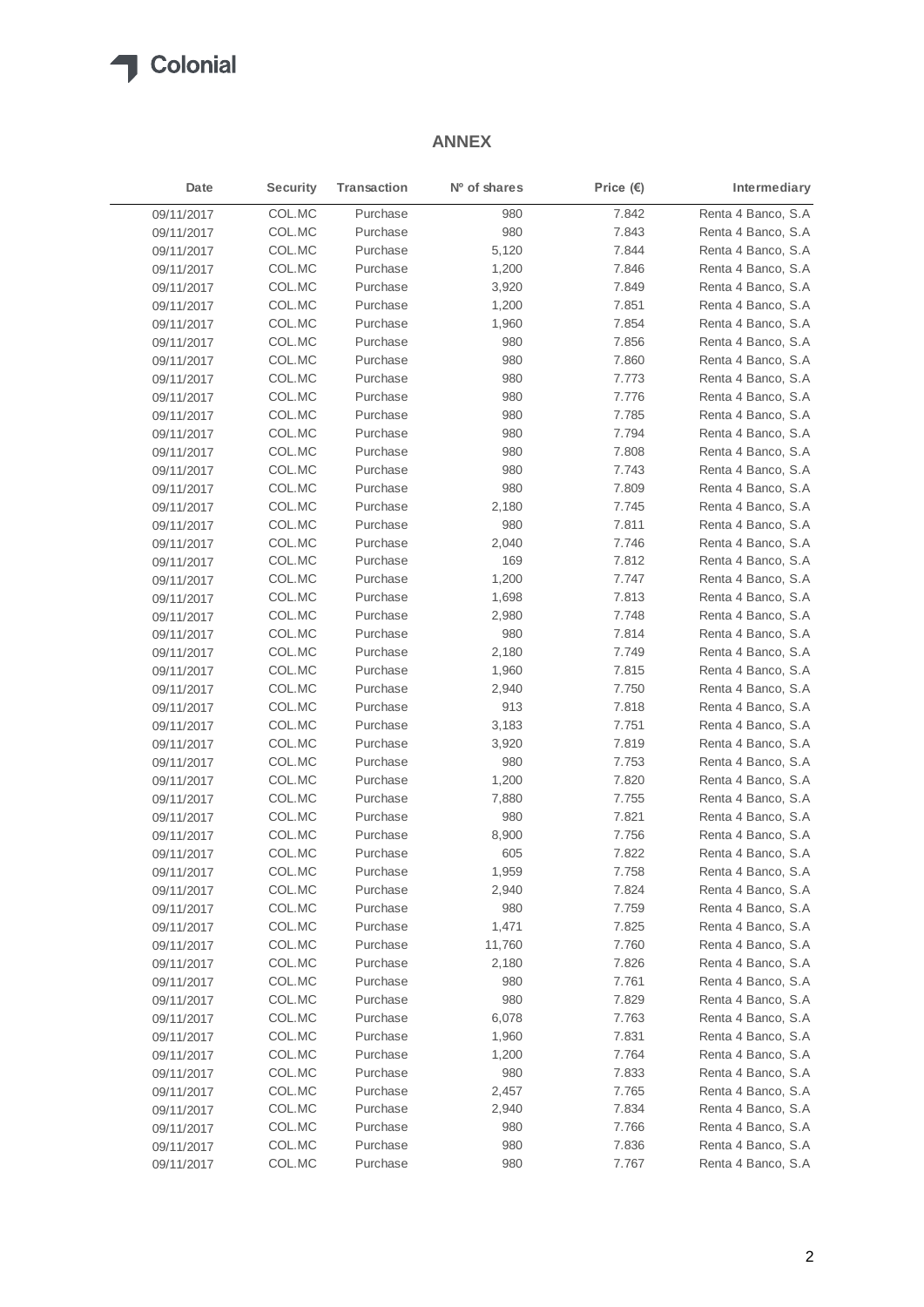## ANNEX

| Date | Security | Transaction | Nº of shares | Price (€) | Intermediary |
|---|---|---|---|---|---|
| 09/11/2017 | COL.MC | Purchase | 980 | 7.842 | Renta 4 Banco, S.A |
| 09/11/2017 | COL.MC | Purchase | 980 | 7.843 | Renta 4 Banco, S.A |
| 09/11/2017 | COL.MC | Purchase | 5,120 | 7.844 | Renta 4 Banco, S.A |
| 09/11/2017 | COL.MC | Purchase | 1,200 | 7.846 | Renta 4 Banco, S.A |
| 09/11/2017 | COL.MC | Purchase | 3,920 | 7.849 | Renta 4 Banco, S.A |
| 09/11/2017 | COL.MC | Purchase | 1,200 | 7.851 | Renta 4 Banco, S.A |
| 09/11/2017 | COL.MC | Purchase | 1,960 | 7.854 | Renta 4 Banco, S.A |
| 09/11/2017 | COL.MC | Purchase | 980 | 7.856 | Renta 4 Banco, S.A |
| 09/11/2017 | COL.MC | Purchase | 980 | 7.860 | Renta 4 Banco, S.A |
| 09/11/2017 | COL.MC | Purchase | 980 | 7.773 | Renta 4 Banco, S.A |
| 09/11/2017 | COL.MC | Purchase | 980 | 7.776 | Renta 4 Banco, S.A |
| 09/11/2017 | COL.MC | Purchase | 980 | 7.785 | Renta 4 Banco, S.A |
| 09/11/2017 | COL.MC | Purchase | 980 | 7.794 | Renta 4 Banco, S.A |
| 09/11/2017 | COL.MC | Purchase | 980 | 7.808 | Renta 4 Banco, S.A |
| 09/11/2017 | COL.MC | Purchase | 980 | 7.743 | Renta 4 Banco, S.A |
| 09/11/2017 | COL.MC | Purchase | 980 | 7.809 | Renta 4 Banco, S.A |
| 09/11/2017 | COL.MC | Purchase | 2,180 | 7.745 | Renta 4 Banco, S.A |
| 09/11/2017 | COL.MC | Purchase | 980 | 7.811 | Renta 4 Banco, S.A |
| 09/11/2017 | COL.MC | Purchase | 2,040 | 7.746 | Renta 4 Banco, S.A |
| 09/11/2017 | COL.MC | Purchase | 169 | 7.812 | Renta 4 Banco, S.A |
| 09/11/2017 | COL.MC | Purchase | 1,200 | 7.747 | Renta 4 Banco, S.A |
| 09/11/2017 | COL.MC | Purchase | 1,698 | 7.813 | Renta 4 Banco, S.A |
| 09/11/2017 | COL.MC | Purchase | 2,980 | 7.748 | Renta 4 Banco, S.A |
| 09/11/2017 | COL.MC | Purchase | 980 | 7.814 | Renta 4 Banco, S.A |
| 09/11/2017 | COL.MC | Purchase | 2,180 | 7.749 | Renta 4 Banco, S.A |
| 09/11/2017 | COL.MC | Purchase | 1,960 | 7.815 | Renta 4 Banco, S.A |
| 09/11/2017 | COL.MC | Purchase | 2,940 | 7.750 | Renta 4 Banco, S.A |
| 09/11/2017 | COL.MC | Purchase | 913 | 7.818 | Renta 4 Banco, S.A |
| 09/11/2017 | COL.MC | Purchase | 3,183 | 7.751 | Renta 4 Banco, S.A |
| 09/11/2017 | COL.MC | Purchase | 3,920 | 7.819 | Renta 4 Banco, S.A |
| 09/11/2017 | COL.MC | Purchase | 980 | 7.753 | Renta 4 Banco, S.A |
| 09/11/2017 | COL.MC | Purchase | 1,200 | 7.820 | Renta 4 Banco, S.A |
| 09/11/2017 | COL.MC | Purchase | 7,880 | 7.755 | Renta 4 Banco, S.A |
| 09/11/2017 | COL.MC | Purchase | 980 | 7.821 | Renta 4 Banco, S.A |
| 09/11/2017 | COL.MC | Purchase | 8,900 | 7.756 | Renta 4 Banco, S.A |
| 09/11/2017 | COL.MC | Purchase | 605 | 7.822 | Renta 4 Banco, S.A |
| 09/11/2017 | COL.MC | Purchase | 1,959 | 7.758 | Renta 4 Banco, S.A |
| 09/11/2017 | COL.MC | Purchase | 2,940 | 7.824 | Renta 4 Banco, S.A |
| 09/11/2017 | COL.MC | Purchase | 980 | 7.759 | Renta 4 Banco, S.A |
| 09/11/2017 | COL.MC | Purchase | 1,471 | 7.825 | Renta 4 Banco, S.A |
| 09/11/2017 | COL.MC | Purchase | 11,760 | 7.760 | Renta 4 Banco, S.A |
| 09/11/2017 | COL.MC | Purchase | 2,180 | 7.826 | Renta 4 Banco, S.A |
| 09/11/2017 | COL.MC | Purchase | 980 | 7.761 | Renta 4 Banco, S.A |
| 09/11/2017 | COL.MC | Purchase | 980 | 7.829 | Renta 4 Banco, S.A |
| 09/11/2017 | COL.MC | Purchase | 6,078 | 7.763 | Renta 4 Banco, S.A |
| 09/11/2017 | COL.MC | Purchase | 1,960 | 7.831 | Renta 4 Banco, S.A |
| 09/11/2017 | COL.MC | Purchase | 1,200 | 7.764 | Renta 4 Banco, S.A |
| 09/11/2017 | COL.MC | Purchase | 980 | 7.833 | Renta 4 Banco, S.A |
| 09/11/2017 | COL.MC | Purchase | 2,457 | 7.765 | Renta 4 Banco, S.A |
| 09/11/2017 | COL.MC | Purchase | 2,940 | 7.834 | Renta 4 Banco, S.A |
| 09/11/2017 | COL.MC | Purchase | 980 | 7.766 | Renta 4 Banco, S.A |
| 09/11/2017 | COL.MC | Purchase | 980 | 7.836 | Renta 4 Banco, S.A |
| 09/11/2017 | COL.MC | Purchase | 980 | 7.767 | Renta 4 Banco, S.A |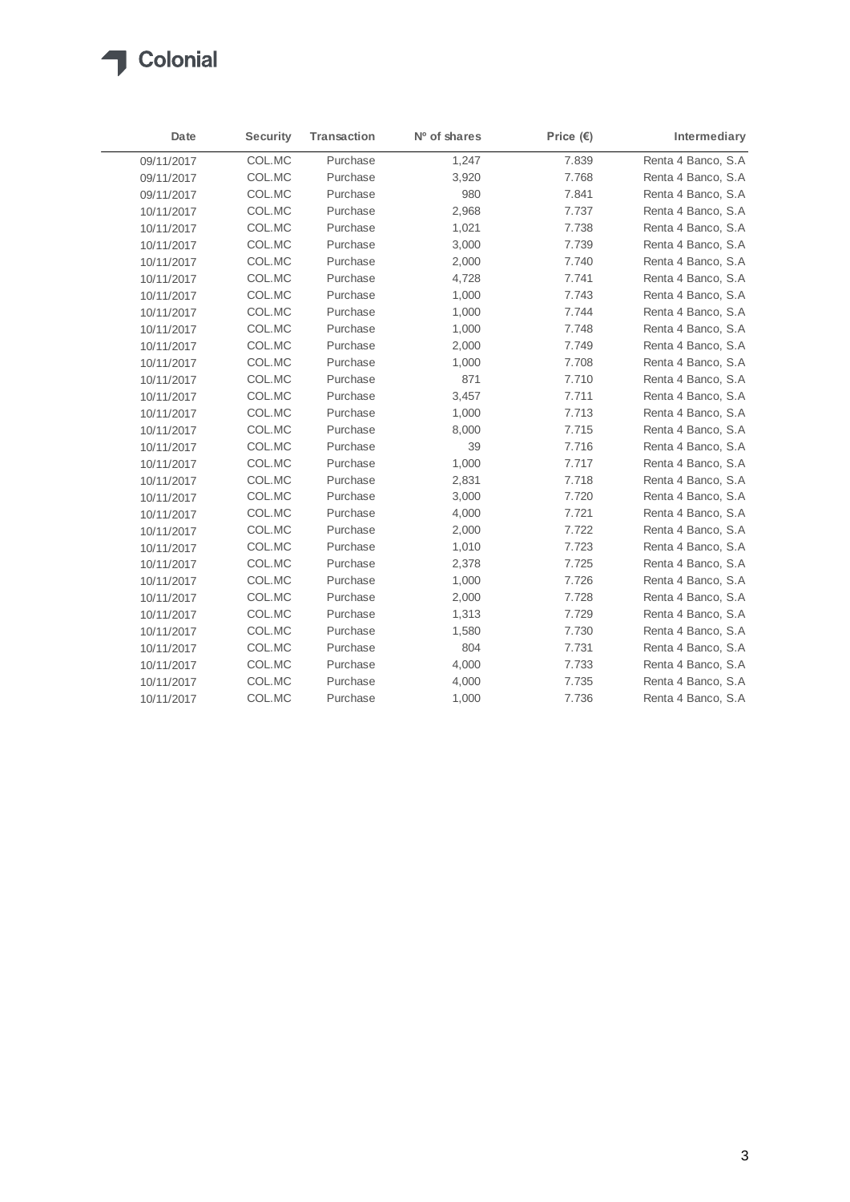| Date | Security | Transaction | Nº of shares | Price (€) | Intermediary |
|---|---|---|---|---|---|
| 09/11/2017 | COL.MC | Purchase | 1,247 | 7.839 | Renta 4 Banco, S.A |
| 09/11/2017 | COL.MC | Purchase | 3,920 | 7.768 | Renta 4 Banco, S.A |
| 09/11/2017 | COL.MC | Purchase | 980 | 7.841 | Renta 4 Banco, S.A |
| 10/11/2017 | COL.MC | Purchase | 2,968 | 7.737 | Renta 4 Banco, S.A |
| 10/11/2017 | COL.MC | Purchase | 1,021 | 7.738 | Renta 4 Banco, S.A |
| 10/11/2017 | COL.MC | Purchase | 3,000 | 7.739 | Renta 4 Banco, S.A |
| 10/11/2017 | COL.MC | Purchase | 2,000 | 7.740 | Renta 4 Banco, S.A |
| 10/11/2017 | COL.MC | Purchase | 4,728 | 7.741 | Renta 4 Banco, S.A |
| 10/11/2017 | COL.MC | Purchase | 1,000 | 7.743 | Renta 4 Banco, S.A |
| 10/11/2017 | COL.MC | Purchase | 1,000 | 7.744 | Renta 4 Banco, S.A |
| 10/11/2017 | COL.MC | Purchase | 1,000 | 7.748 | Renta 4 Banco, S.A |
| 10/11/2017 | COL.MC | Purchase | 2,000 | 7.749 | Renta 4 Banco, S.A |
| 10/11/2017 | COL.MC | Purchase | 1,000 | 7.708 | Renta 4 Banco, S.A |
| 10/11/2017 | COL.MC | Purchase | 871 | 7.710 | Renta 4 Banco, S.A |
| 10/11/2017 | COL.MC | Purchase | 3,457 | 7.711 | Renta 4 Banco, S.A |
| 10/11/2017 | COL.MC | Purchase | 1,000 | 7.713 | Renta 4 Banco, S.A |
| 10/11/2017 | COL.MC | Purchase | 8,000 | 7.715 | Renta 4 Banco, S.A |
| 10/11/2017 | COL.MC | Purchase | 39 | 7.716 | Renta 4 Banco, S.A |
| 10/11/2017 | COL.MC | Purchase | 1,000 | 7.717 | Renta 4 Banco, S.A |
| 10/11/2017 | COL.MC | Purchase | 2,831 | 7.718 | Renta 4 Banco, S.A |
| 10/11/2017 | COL.MC | Purchase | 3,000 | 7.720 | Renta 4 Banco, S.A |
| 10/11/2017 | COL.MC | Purchase | 4,000 | 7.721 | Renta 4 Banco, S.A |
| 10/11/2017 | COL.MC | Purchase | 2,000 | 7.722 | Renta 4 Banco, S.A |
| 10/11/2017 | COL.MC | Purchase | 1,010 | 7.723 | Renta 4 Banco, S.A |
| 10/11/2017 | COL.MC | Purchase | 2,378 | 7.725 | Renta 4 Banco, S.A |
| 10/11/2017 | COL.MC | Purchase | 1,000 | 7.726 | Renta 4 Banco, S.A |
| 10/11/2017 | COL.MC | Purchase | 2,000 | 7.728 | Renta 4 Banco, S.A |
| 10/11/2017 | COL.MC | Purchase | 1,313 | 7.729 | Renta 4 Banco, S.A |
| 10/11/2017 | COL.MC | Purchase | 1,580 | 7.730 | Renta 4 Banco, S.A |
| 10/11/2017 | COL.MC | Purchase | 804 | 7.731 | Renta 4 Banco, S.A |
| 10/11/2017 | COL.MC | Purchase | 4,000 | 7.733 | Renta 4 Banco, S.A |
| 10/11/2017 | COL.MC | Purchase | 4,000 | 7.735 | Renta 4 Banco, S.A |
| 10/11/2017 | COL.MC | Purchase | 1,000 | 7.736 | Renta 4 Banco, S.A |